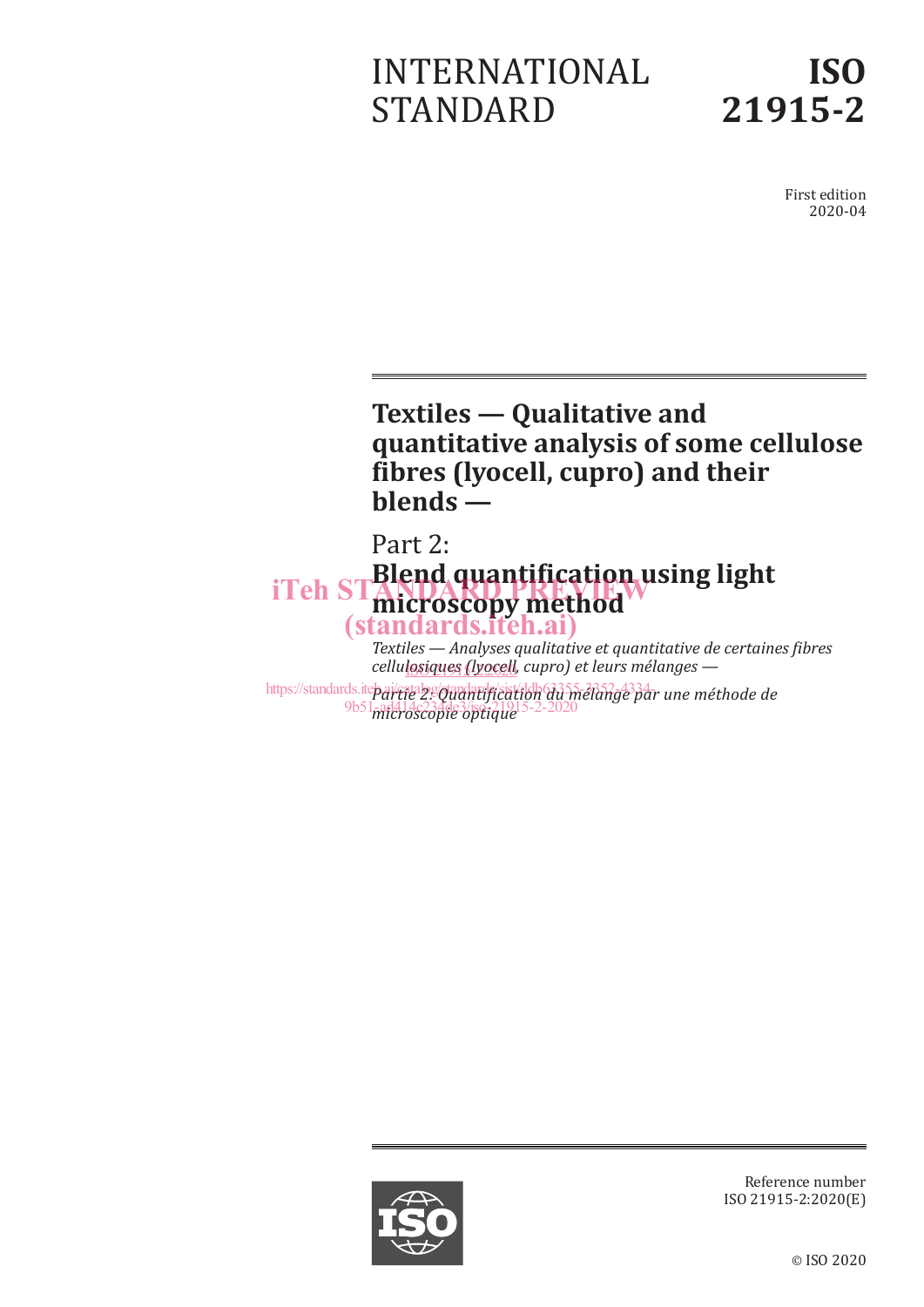# INTERNATIONAL STANDARD

# ISO 21915-2

First edition
2020-04

# Textiles — Qualitative and quantitative analysis of some cellulose fibres (lyocell, cupro) and their blends —

## Part 2: Blend quantification using light microscopy method

*Textiles — Analyses qualitative et quantitative de certaines fibres cellulosiques (lyocell, cupro) et leurs mélanges —*

*Partie 2: Quantification du mélange par une méthode de microscopie optique*

Reference number
ISO 21915-2:2020(E)

© ISO 2020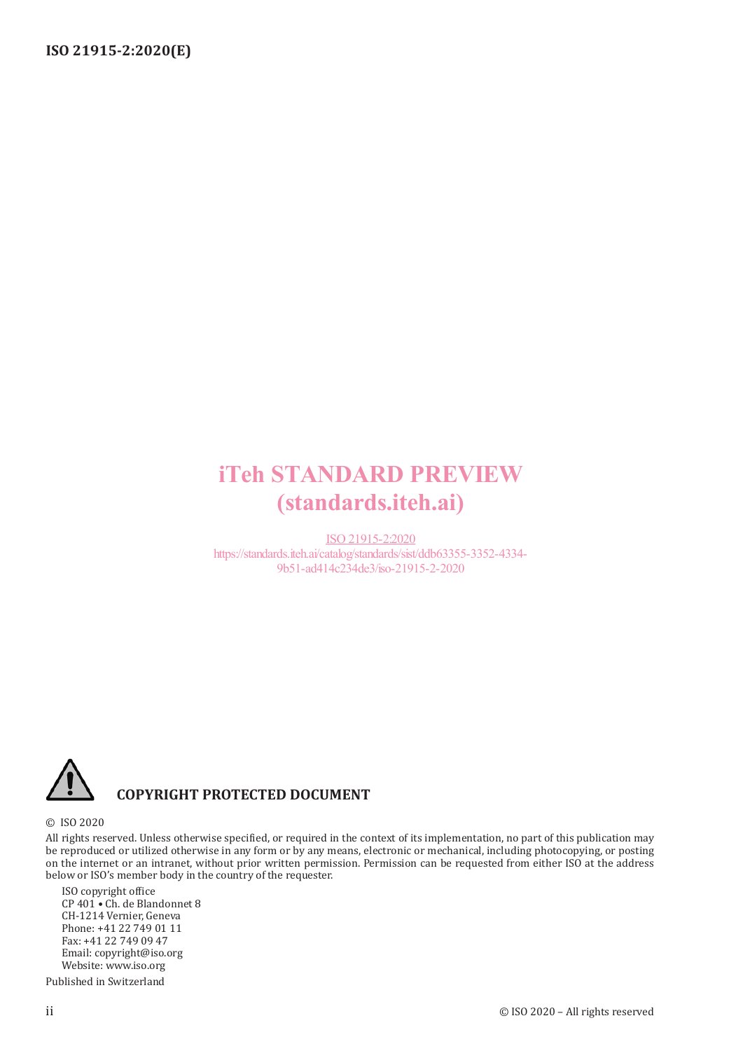iTeh STANDARD PREVIEW
(standards.iteh.ai)

ISO 21915-2:2020
https://standards.iteh.ai/catalog/standards/sist/ddb63355-3352-4334-9b51-ad414c234de3/iso-21915-2-2020

**COPYRIGHT PROTECTED DOCUMENT**

© ISO 2020

All rights reserved. Unless otherwise specified, or required in the context of its implementation, no part of this publication may be reproduced or utilized otherwise in any form or by any means, electronic or mechanical, including photocopying, or posting on the internet or an intranet, without prior written permission. Permission can be requested from either ISO at the address below or ISO's member body in the country of the requester.

ISO copyright office
CP 401 • Ch. de Blandonnet 8
CH-1214 Vernier, Geneva
Phone: +41 22 749 01 11
Fax: +41 22 749 09 47
Email: copyright@iso.org
Website: www.iso.org

Published in Switzerland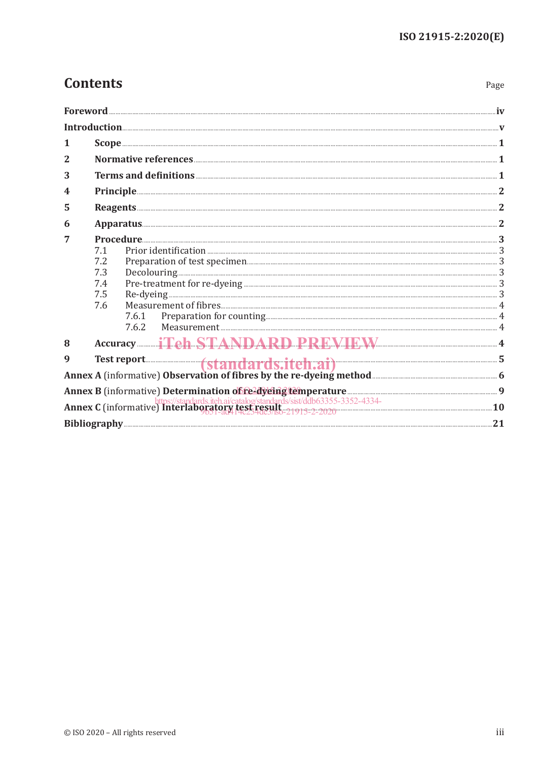# Contents

Page

**Foreword** iv

**Introduction** v

**1 Scope** 1

**2 Normative references** 1

**3 Terms and definitions** 1

**4 Principle** 2

**5 Reagents** 2

**6 Apparatus** 2

**7 Procedure** 3

- 7.1 Prior identification 3
- 7.2 Preparation of test specimen 3
- 7.3 Decolouring 3
- 7.4 Pre-treatment for re-dyeing 3
- 7.5 Re-dyeing 3
- 7.6 Measurement of fibres 4
  - 7.6.1 Preparation for counting 4
  - 7.6.2 Measurement 4

**8 Accuracy** 4

**9 Test report** 5

**Annex A** (informative) **Observation of fibres by the re-dyeing method** 6

**Annex B** (informative) **Determination of re-dyeing temperature** 9

**Annex C** (informative) **Interlaboratory test result** 10

**Bibliography** 21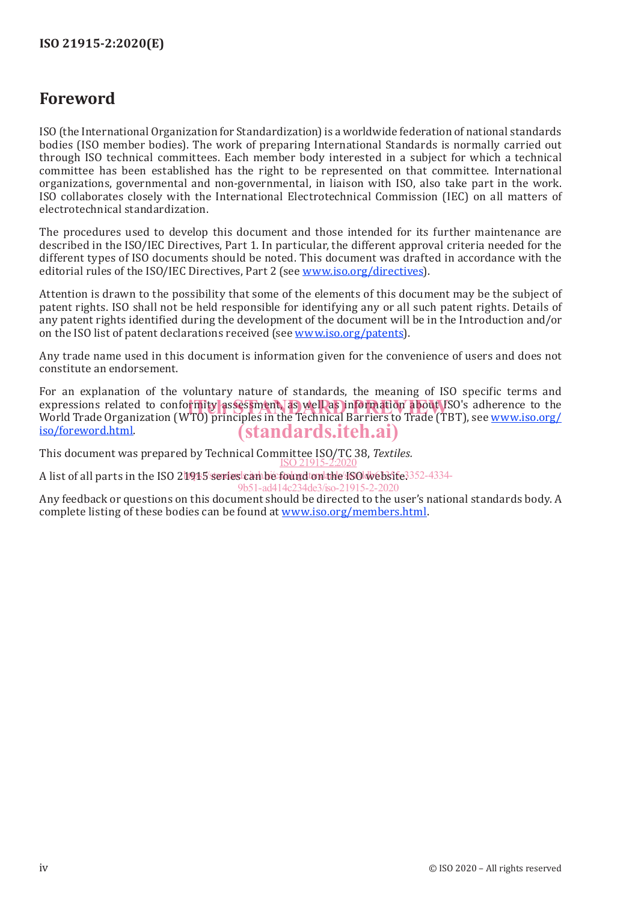# Foreword

ISO (the International Organization for Standardization) is a worldwide federation of national standards bodies (ISO member bodies). The work of preparing International Standards is normally carried out through ISO technical committees. Each member body interested in a subject for which a technical committee has been established has the right to be represented on that committee. International organizations, governmental and non-governmental, in liaison with ISO, also take part in the work. ISO collaborates closely with the International Electrotechnical Commission (IEC) on all matters of electrotechnical standardization.

The procedures used to develop this document and those intended for its further maintenance are described in the ISO/IEC Directives, Part 1. In particular, the different approval criteria needed for the different types of ISO documents should be noted. This document was drafted in accordance with the editorial rules of the ISO/IEC Directives, Part 2 (see www.iso.org/directives).

Attention is drawn to the possibility that some of the elements of this document may be the subject of patent rights. ISO shall not be held responsible for identifying any or all such patent rights. Details of any patent rights identified during the development of the document will be in the Introduction and/or on the ISO list of patent declarations received (see www.iso.org/patents).

Any trade name used in this document is information given for the convenience of users and does not constitute an endorsement.

For an explanation of the voluntary nature of standards, the meaning of ISO specific terms and expressions related to conformity assessment, as well as information about ISO's adherence to the World Trade Organization (WTO) principles in the Technical Barriers to Trade (TBT), see www.iso.org/iso/foreword.html.

This document was prepared by Technical Committee ISO/TC 38, *Textiles*.

A list of all parts in the ISO 21915 series can be found on the ISO website.

Any feedback or questions on this document should be directed to the user's national standards body. A complete listing of these bodies can be found at www.iso.org/members.html.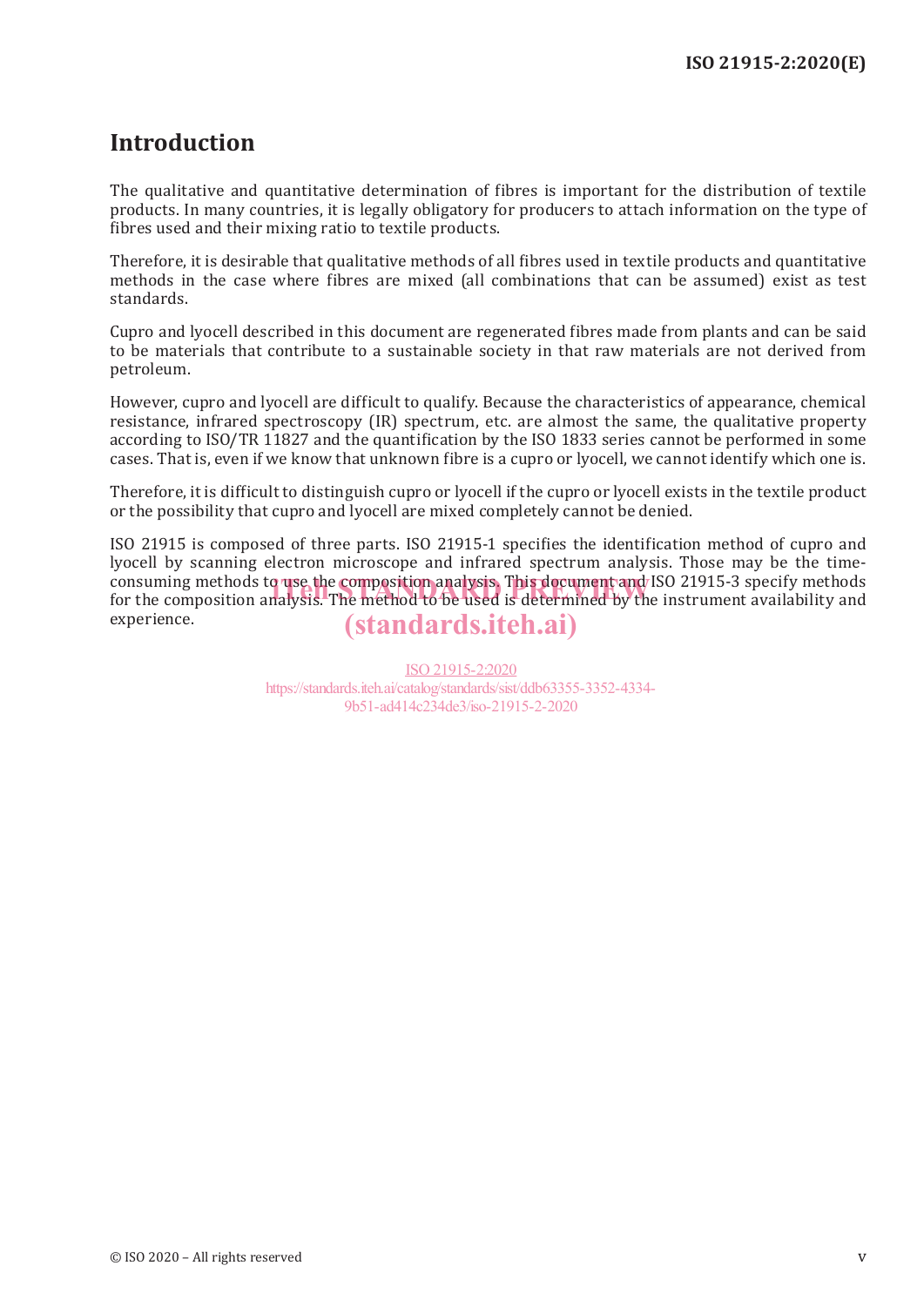# Introduction

The qualitative and quantitative determination of fibres is important for the distribution of textile products. In many countries, it is legally obligatory for producers to attach information on the type of fibres used and their mixing ratio to textile products.

Therefore, it is desirable that qualitative methods of all fibres used in textile products and quantitative methods in the case where fibres are mixed (all combinations that can be assumed) exist as test standards.

Cupro and lyocell described in this document are regenerated fibres made from plants and can be said to be materials that contribute to a sustainable society in that raw materials are not derived from petroleum.

However, cupro and lyocell are difficult to qualify. Because the characteristics of appearance, chemical resistance, infrared spectroscopy (IR) spectrum, etc. are almost the same, the qualitative property according to ISO/TR 11827 and the quantification by the ISO 1833 series cannot be performed in some cases. That is, even if we know that unknown fibre is a cupro or lyocell, we cannot identify which one is.

Therefore, it is difficult to distinguish cupro or lyocell if the cupro or lyocell exists in the textile product or the possibility that cupro and lyocell are mixed completely cannot be denied.

ISO 21915 is composed of three parts. ISO 21915-1 specifies the identification method of cupro and lyocell by scanning electron microscope and infrared spectrum analysis. Those may be the time-consuming methods to use the composition analysis. This document and ISO 21915-3 specify methods for the composition analysis. The method to be used is determined by the instrument availability and experience.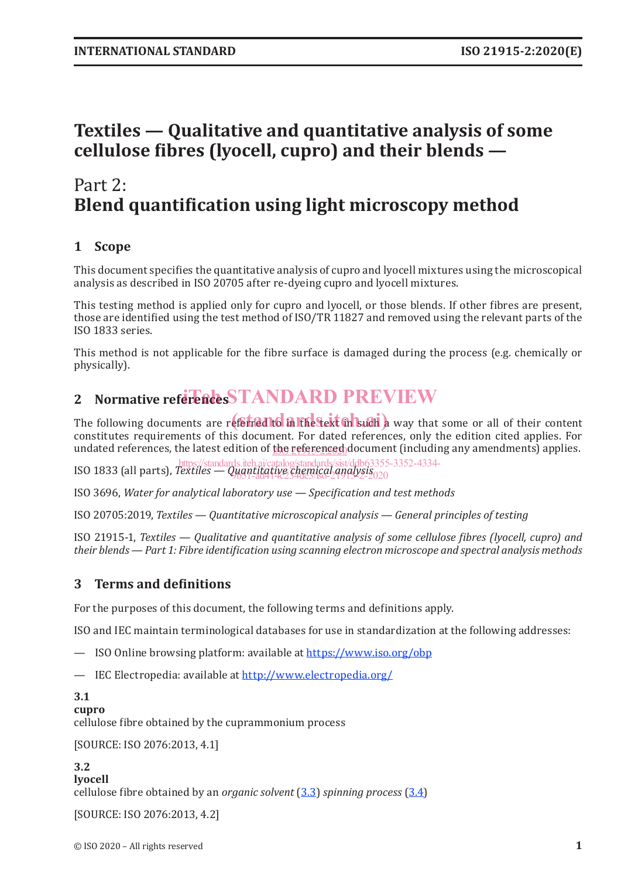# Textiles — Qualitative and quantitative analysis of some cellulose fibres (lyocell, cupro) and their blends —

## Part 2: Blend quantification using light microscopy method

## 1 Scope

This document specifies the quantitative analysis of cupro and lyocell mixtures using the microscopical analysis as described in ISO 20705 after re-dyeing cupro and lyocell mixtures.

This testing method is applied only for cupro and lyocell, or those blends. If other fibres are present, those are identified using the test method of ISO/TR 11827 and removed using the relevant parts of the ISO 1833 series.

This method is not applicable for the fibre surface is damaged during the process (e.g. chemically or physically).

## 2 Normative references

The following documents are referred to in the text in such a way that some or all of their content constitutes requirements of this document. For dated references, only the edition cited applies. For undated references, the latest edition of the referenced document (including any amendments) applies.

ISO 1833 (all parts), *Textiles — Quantitative chemical analysis*

ISO 3696, *Water for analytical laboratory use — Specification and test methods*

ISO 20705:2019, *Textiles — Quantitative microscopical analysis — General principles of testing*

ISO 21915-1, *Textiles — Qualitative and quantitative analysis of some cellulose fibres (lyocell, cupro) and their blends — Part 1: Fibre identification using scanning electron microscope and spectral analysis methods*

## 3 Terms and definitions

For the purposes of this document, the following terms and definitions apply.

ISO and IEC maintain terminological databases for use in standardization at the following addresses:

— ISO Online browsing platform: available at https://www.iso.org/obp

— IEC Electropedia: available at http://www.electropedia.org/

**3.1**
**cupro**
cellulose fibre obtained by the cuprammonium process

[SOURCE: ISO 2076:2013, 4.1]

**3.2**
**lyocell**
cellulose fibre obtained by an *organic solvent* (3.3) *spinning process* (3.4)

[SOURCE: ISO 2076:2013, 4.2]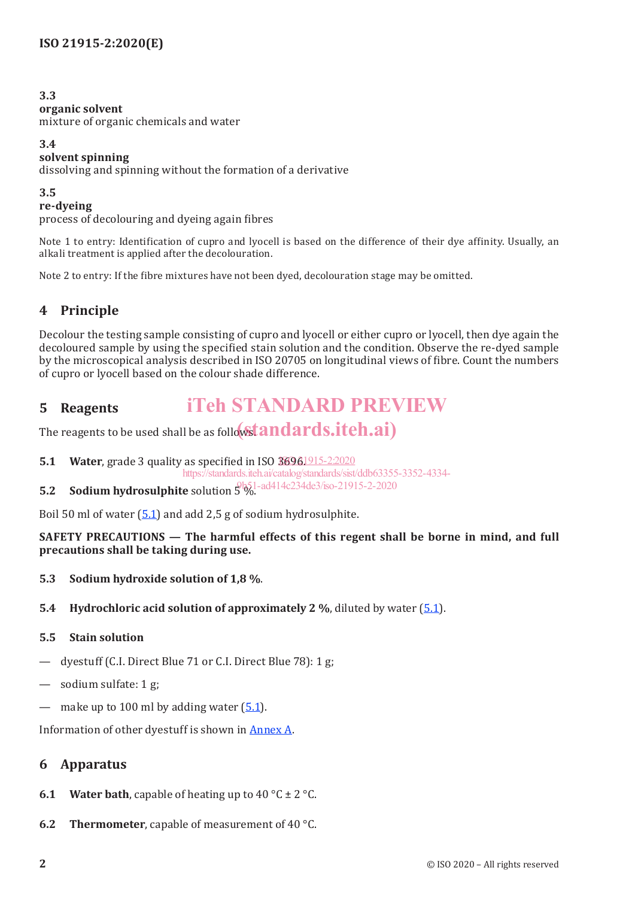**3.3**
**organic solvent**
mixture of organic chemicals and water

**3.4**
**solvent spinning**
dissolving and spinning without the formation of a derivative

**3.5**
**re-dyeing**
process of decolouring and dyeing again fibres

Note 1 to entry: Identification of cupro and lyocell is based on the difference of their dye affinity. Usually, an alkali treatment is applied after the decolouration.

Note 2 to entry: If the fibre mixtures have not been dyed, decolouration stage may be omitted.

## 4 Principle

Decolour the testing sample consisting of cupro and lyocell or either cupro or lyocell, then dye again the decoloured sample by using the specified stain solution and the condition. Observe the re-dyed sample by the microscopical analysis described in ISO 20705 on longitudinal views of fibre. Count the numbers of cupro or lyocell based on the colour shade difference.

## 5 Reagents

The reagents to be used shall be as follows.

**5.1 Water**, grade 3 quality as specified in ISO 3696.

**5.2 Sodium hydrosulphite** solution 5 %.

Boil 50 ml of water (5.1) and add 2,5 g of sodium hydrosulphite.

**SAFETY PRECAUTIONS — The harmful effects of this regent shall be borne in mind, and full precautions shall be taking during use.**

**5.3 Sodium hydroxide solution of 1,8 %**.

**5.4 Hydrochloric acid solution of approximately 2 %**, diluted by water (5.1).

**5.5 Stain solution**

- dyestuff (C.I. Direct Blue 71 or C.I. Direct Blue 78): 1 g;
- sodium sulfate: 1 g;
- make up to 100 ml by adding water (5.1).

Information of other dyestuff is shown in Annex A.

## 6 Apparatus

**6.1 Water bath**, capable of heating up to 40 °C ± 2 °C.

**6.2 Thermometer**, capable of measurement of 40 °C.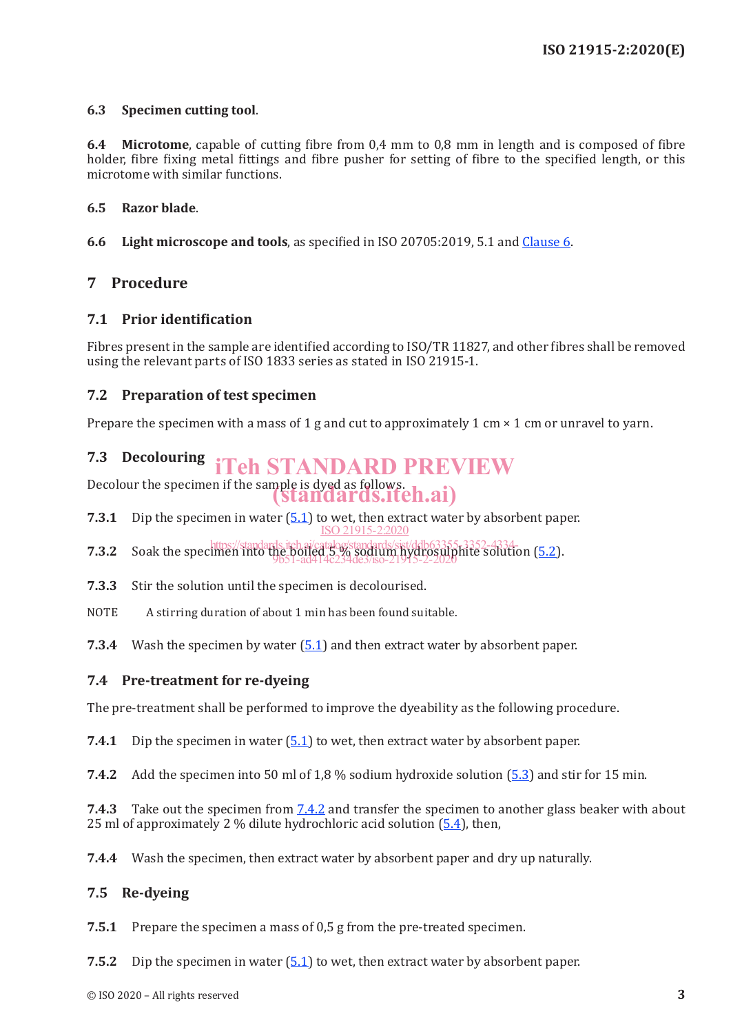**6.3 Specimen cutting tool**.

**6.4 Microtome**, capable of cutting fibre from 0,4 mm to 0,8 mm in length and is composed of fibre holder, fibre fixing metal fittings and fibre pusher for setting of fibre to the specified length, or this microtome with similar functions.

**6.5 Razor blade**.

**6.6 Light microscope and tools**, as specified in ISO 20705:2019, 5.1 and Clause 6.

## 7 Procedure

### 7.1 Prior identification

Fibres present in the sample are identified according to ISO/TR 11827, and other fibres shall be removed using the relevant parts of ISO 1833 series as stated in ISO 21915-1.

### 7.2 Preparation of test specimen

Prepare the specimen with a mass of 1 g and cut to approximately 1 cm × 1 cm or unravel to yarn.

### 7.3 Decolouring

Decolour the specimen if the sample is dyed as follows.

**7.3.1** Dip the specimen in water (5.1) to wet, then extract water by absorbent paper.

**7.3.2** Soak the specimen into the boiled 5 % sodium hydrosulphite solution (5.2).

**7.3.3** Stir the solution until the specimen is decolourised.

NOTE A stirring duration of about 1 min has been found suitable.

**7.3.4** Wash the specimen by water (5.1) and then extract water by absorbent paper.

### 7.4 Pre-treatment for re-dyeing

The pre-treatment shall be performed to improve the dyeability as the following procedure.

**7.4.1** Dip the specimen in water (5.1) to wet, then extract water by absorbent paper.

**7.4.2** Add the specimen into 50 ml of 1,8 % sodium hydroxide solution (5.3) and stir for 15 min.

**7.4.3** Take out the specimen from 7.4.2 and transfer the specimen to another glass beaker with about 25 ml of approximately 2 % dilute hydrochloric acid solution (5.4), then,

**7.4.4** Wash the specimen, then extract water by absorbent paper and dry up naturally.

### 7.5 Re-dyeing

**7.5.1** Prepare the specimen a mass of 0,5 g from the pre-treated specimen.

**7.5.2** Dip the specimen in water (5.1) to wet, then extract water by absorbent paper.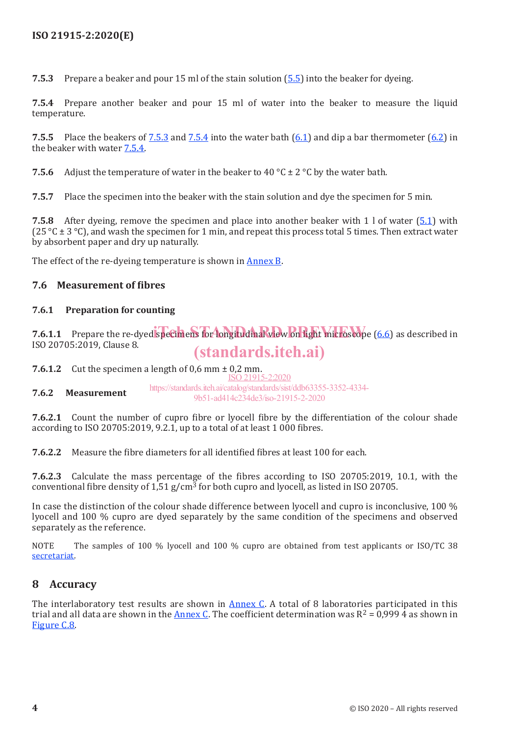**7.5.3** Prepare a beaker and pour 15 ml of the stain solution (5.5) into the beaker for dyeing.

**7.5.4** Prepare another beaker and pour 15 ml of water into the beaker to measure the liquid temperature.

**7.5.5** Place the beakers of 7.5.3 and 7.5.4 into the water bath (6.1) and dip a bar thermometer (6.2) in the beaker with water 7.5.4.

**7.5.6** Adjust the temperature of water in the beaker to 40 °C ± 2 °C by the water bath.

**7.5.7** Place the specimen into the beaker with the stain solution and dye the specimen for 5 min.

**7.5.8** After dyeing, remove the specimen and place into another beaker with 1 l of water (5.1) with (25 °C ± 3 °C), and wash the specimen for 1 min, and repeat this process total 5 times. Then extract water by absorbent paper and dry up naturally.

The effect of the re-dyeing temperature is shown in Annex B.

### 7.6 Measurement of fibres

#### 7.6.1 Preparation for counting

**7.6.1.1** Prepare the re-dyed specimens for longitudinal view on light microscope (6.6) as described in ISO 20705:2019, Clause 8.

**7.6.1.2** Cut the specimen a length of 0,6 mm ± 0,2 mm.

#### 7.6.2 Measurement

**7.6.2.1** Count the number of cupro fibre or lyocell fibre by the differentiation of the colour shade according to ISO 20705:2019, 9.2.1, up to a total of at least 1 000 fibres.

**7.6.2.2** Measure the fibre diameters for all identified fibres at least 100 for each.

**7.6.2.3** Calculate the mass percentage of the fibres according to ISO 20705:2019, 10.1, with the conventional fibre density of 1,51 g/cm$^3$ for both cupro and lyocell, as listed in ISO 20705.

In case the distinction of the colour shade difference between lyocell and cupro is inconclusive, 100 % lyocell and 100 % cupro are dyed separately by the same condition of the specimens and observed separately as the reference.

NOTE The samples of 100 % lyocell and 100 % cupro are obtained from test applicants or ISO/TC 38 secretariat.

## 8 Accuracy

The interlaboratory test results are shown in Annex C. A total of 8 laboratories participated in this trial and all data are shown in the Annex C. The coefficient determination was $R^2$ = 0,999 4 as shown in Figure C.8.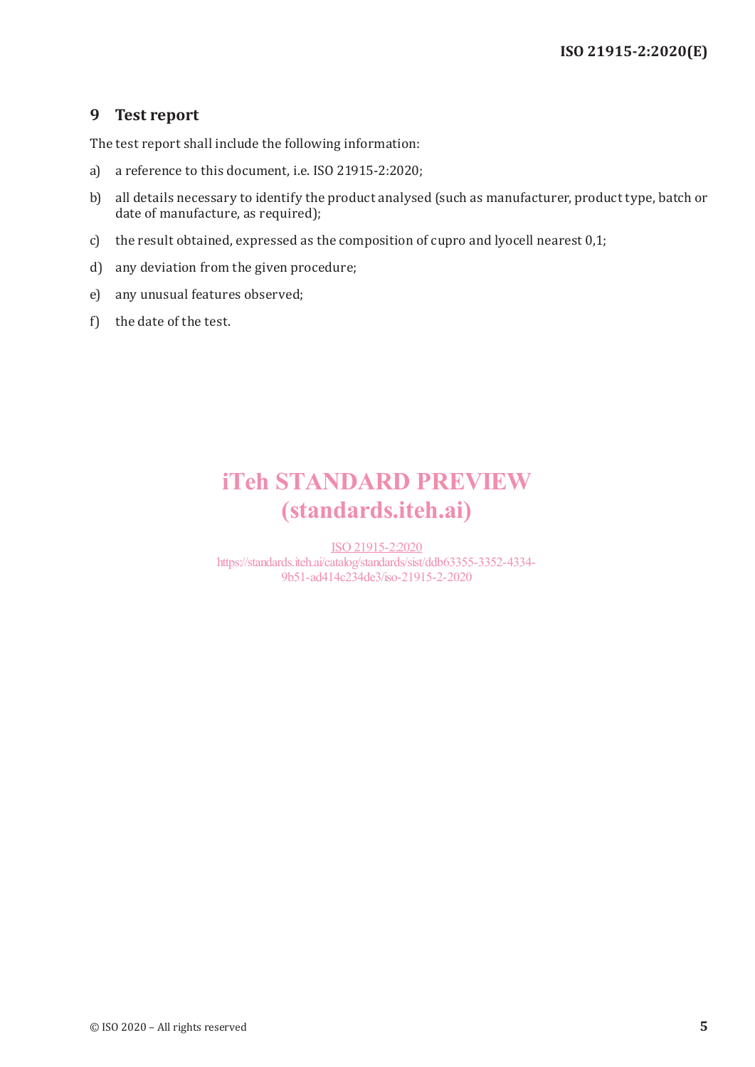## 9 Test report

The test report shall include the following information:

a) a reference to this document, i.e. ISO 21915-2:2020;

b) all details necessary to identify the product analysed (such as manufacturer, product type, batch or date of manufacture, as required);

c) the result obtained, expressed as the composition of cupro and lyocell nearest 0,1;

d) any deviation from the given procedure;

e) any unusual features observed;

f) the date of the test.